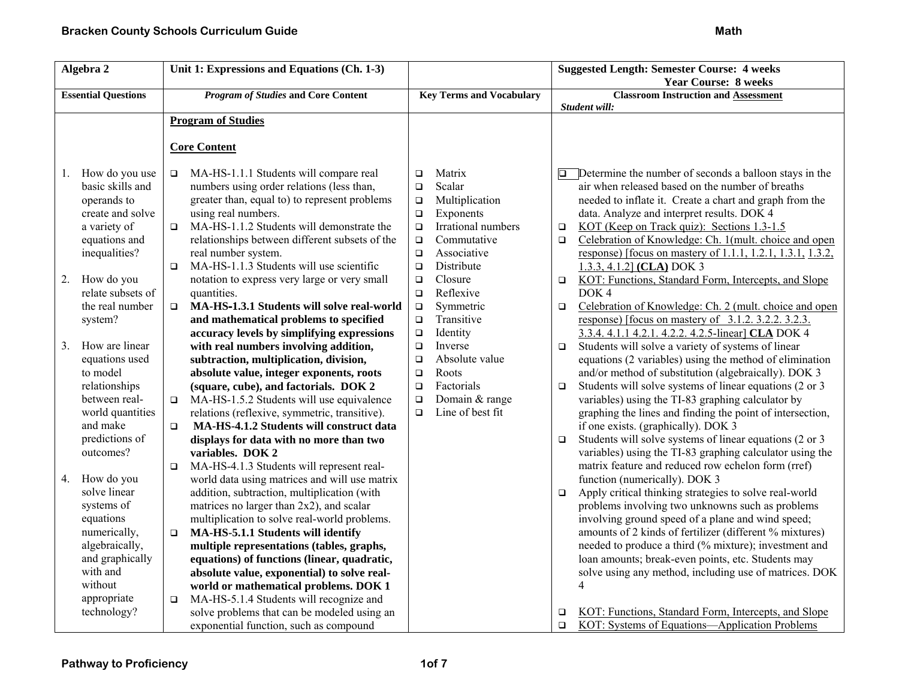| Algebra 2 | Unit 1: Expressions and Equations (Ch. 1-3) | | Suggested Length: Semester Course: 4 weeks<br>Year Course: 8 weeks |
|---|---|---|---|
| **Essential Questions** | ***Program of Studies*** **and Core Content** | **Key Terms and Vocabulary** | **Classroom Instruction and Assessment**<br>*Student will:* |
| 1. How do you use basic skills and operands to create and solve a variety of equations and inequalities?<br><br>2. How do you relate subsets of the real number system?<br><br>3. How are linear equations used to model relationships between real-world quantities and make predictions of outcomes?<br><br>4. How do you solve linear systems of equations numerically, algebraically, and graphically with and without appropriate technology? | **Program of Studies**<br><br>**Core Content**<br><br>❑ MA-HS-1.1.1 Students will compare real numbers using order relations (less than, greater than, equal to) to represent problems using real numbers.<br>❑ MA-HS-1.1.2 Students will demonstrate the relationships between different subsets of the real number system.<br>❑ MA-HS-1.1.3 Students will use scientific notation to express very large or very small quantities.<br>❑ **MA-HS-1.3.1 Students will solve real-world and mathematical problems to specified accuracy levels by simplifying expressions with real numbers involving addition, subtraction, multiplication, division, absolute value, integer exponents, roots (square, cube), and factorials. DOK 2**<br>❑ MA-HS-1.5.2 Students will use equivalence relations (reflexive, symmetric, transitive).<br>❑ **MA-HS-4.1.2 Students will construct data displays for data with no more than two variables. DOK 2**<br>❑ MA-HS-4.1.3 Students will represent real-world data using matrices and will use matrix addition, subtraction, multiplication (with matrices no larger than 2x2), and scalar multiplication to solve real-world problems.<br>❑ **MA-HS-5.1.1 Students will identify multiple representations (tables, graphs, equations) of functions (linear, quadratic, absolute value, exponential) to solve real-world or mathematical problems. DOK 1**<br>❑ MA-HS-5.1.4 Students will recognize and solve problems that can be modeled using an exponential function, such as compound | ❑ Matrix<br>❑ Scalar<br>❑ Multiplication<br>❑ Exponents<br>❑ Irrational numbers<br>❑ Commutative<br>❑ Associative<br>❑ Distribute<br>❑ Closure<br>❑ Reflexive<br>❑ Symmetric<br>❑ Transitive<br>❑ Identity<br>❑ Inverse<br>❑ Absolute value<br>❑ Roots<br>❑ Factorials<br>❑ Domain & range<br>❑ Line of best fit | ❑ Determine the number of seconds a balloon stays in the air when released based on the number of breaths needed to inflate it. Create a chart and graph from the data. Analyze and interpret results. DOK 4<br>❑ <u>KOT (Keep on Track quiz): Sections 1.3-1.5</u><br>❑ <u>Celebration of Knowledge: Ch. 1(mult. choice and open response) [focus on mastery of 1.1.1, 1.2.1, 1.3.1, 1.3.2, 1.3.3, 4.1.2]</u> **<u>(CLA)</u>** DOK 3<br>❑ <u>KOT: Functions, Standard Form, Intercepts, and Slope</u> DOK 4<br>❑ <u>Celebration of Knowledge: Ch. 2 (mult. choice and open response) [focus on mastery of 3.1.2. 3.2.2. 3.2.3. 3.3.4. 4.1.1 4.2.1. 4.2.2. 4.2.5-linear]</u> **<u>CLA</u>** DOK 4<br>❑ Students will solve a variety of systems of linear equations (2 variables) using the method of elimination and/or method of substitution (algebraically). DOK 3<br>❑ Students will solve systems of linear equations (2 or 3 variables) using the TI-83 graphing calculator by graphing the lines and finding the point of intersection, if one exists. (graphically). DOK 3<br>❑ Students will solve systems of linear equations (2 or 3 variables) using the TI-83 graphing calculator using the matrix feature and reduced row echelon form (rref) function (numerically). DOK 3<br>❑ Apply critical thinking strategies to solve real-world problems involving two unknowns such as problems involving ground speed of a plane and wind speed; amounts of 2 kinds of fertilizer (different % mixtures) needed to produce a third (% mixture); investment and loan amounts; break-even points, etc. Students may solve using any method, including use of matrices. DOK 4<br><br>❑ <u>KOT: Functions, Standard Form, Intercepts, and Slope</u><br>❑ <u>KOT: Systems of Equations—Application Problems</u> |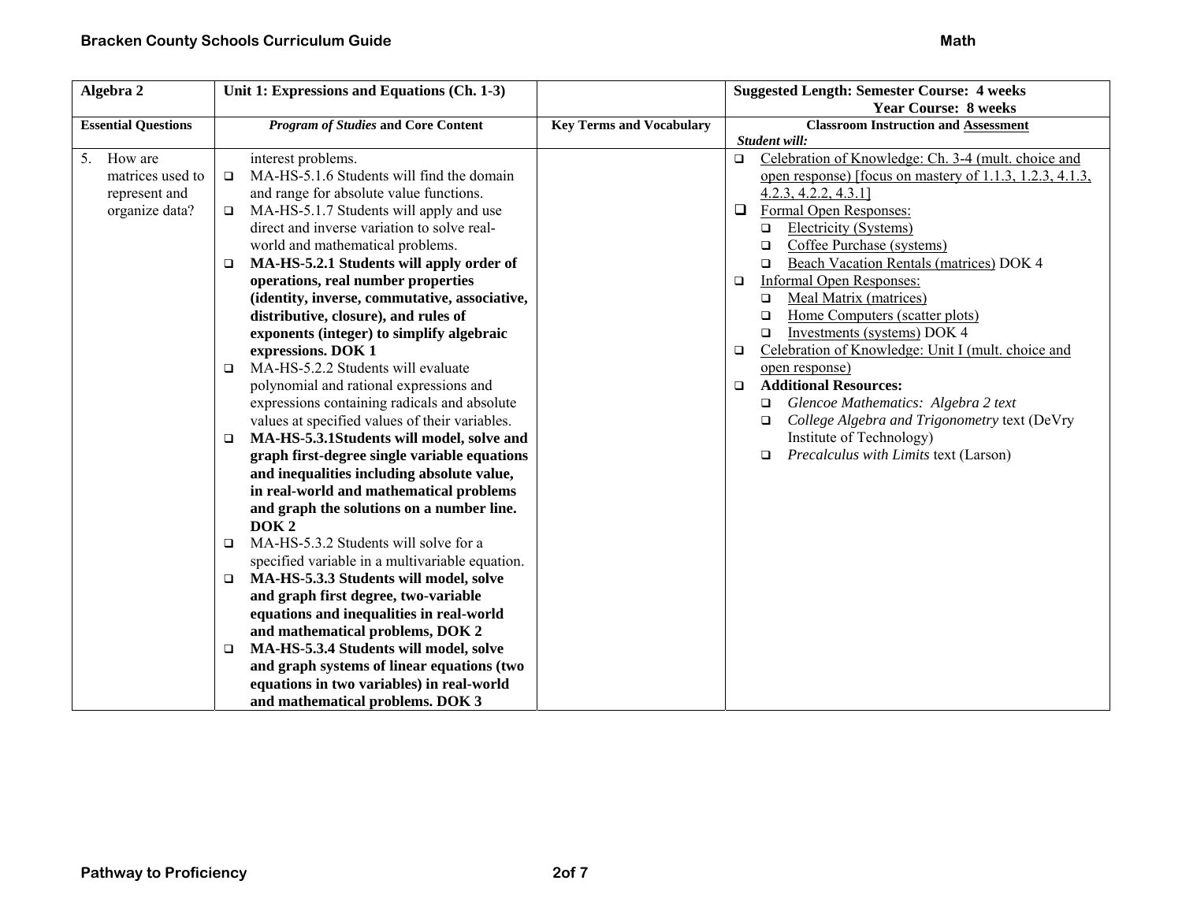| Algebra 2 | Unit 1: Expressions and Equations (Ch. 1-3) | | Suggested Length: Semester Course: 4 weeks<br>Year Course: 8 weeks |
|---|---|---|---|
| **Essential Questions** | ***Program of Studies* and Core Content** | **Key Terms and Vocabulary** | **Classroom Instruction and Assessment**<br>***Student will:*** |
| 5. How are matrices used to represent and organize data? | interest problems.<br>❑ MA-HS-5.1.6 Students will find the domain and range for absolute value functions.<br>❑ MA-HS-5.1.7 Students will apply and use direct and inverse variation to solve real-world and mathematical problems.<br>❑ **MA-HS-5.2.1 Students will apply order of operations, real number properties (identity, inverse, commutative, associative, distributive, closure), and rules of exponents (integer) to simplify algebraic expressions. DOK 1**<br>❑ MA-HS-5.2.2 Students will evaluate polynomial and rational expressions and expressions containing radicals and absolute values at specified values of their variables.<br>❑ **MA-HS-5.3.1Students will model, solve and graph first-degree single variable equations and inequalities including absolute value, in real-world and mathematical problems and graph the solutions on a number line. DOK 2**<br>❑ MA-HS-5.3.2 Students will solve for a specified variable in a multivariable equation.<br>❑ **MA-HS-5.3.3 Students will model, solve and graph first degree, two-variable equations and inequalities in real-world and mathematical problems, DOK 2**<br>❑ **MA-HS-5.3.4 Students will model, solve and graph systems of linear equations (two equations in two variables) in real-world and mathematical problems. DOK 3** | | ❑ Celebration of Knowledge: Ch. 3-4 (mult. choice and open response) [focus on mastery of 1.1.3, 1.2.3, 4.1.3, 4.2.3, 4.2.2, 4.3.1]<br>❑ Formal Open Responses:<br>&nbsp;&nbsp;❑ Electricity (Systems)<br>&nbsp;&nbsp;❑ Coffee Purchase (systems)<br>&nbsp;&nbsp;❑ Beach Vacation Rentals (matrices) DOK 4<br>❑ Informal Open Responses:<br>&nbsp;&nbsp;❑ Meal Matrix (matrices)<br>&nbsp;&nbsp;❑ Home Computers (scatter plots)<br>&nbsp;&nbsp;❑ Investments (systems) DOK 4<br>❑ Celebration of Knowledge: Unit I (mult. choice and open response)<br>❑ **Additional Resources:**<br>&nbsp;&nbsp;❑ *Glencoe Mathematics: Algebra 2 text*<br>&nbsp;&nbsp;❑ *College Algebra and Trigonometry* text (DeVry Institute of Technology)<br>&nbsp;&nbsp;❑ *Precalculus with Limits* text (Larson) |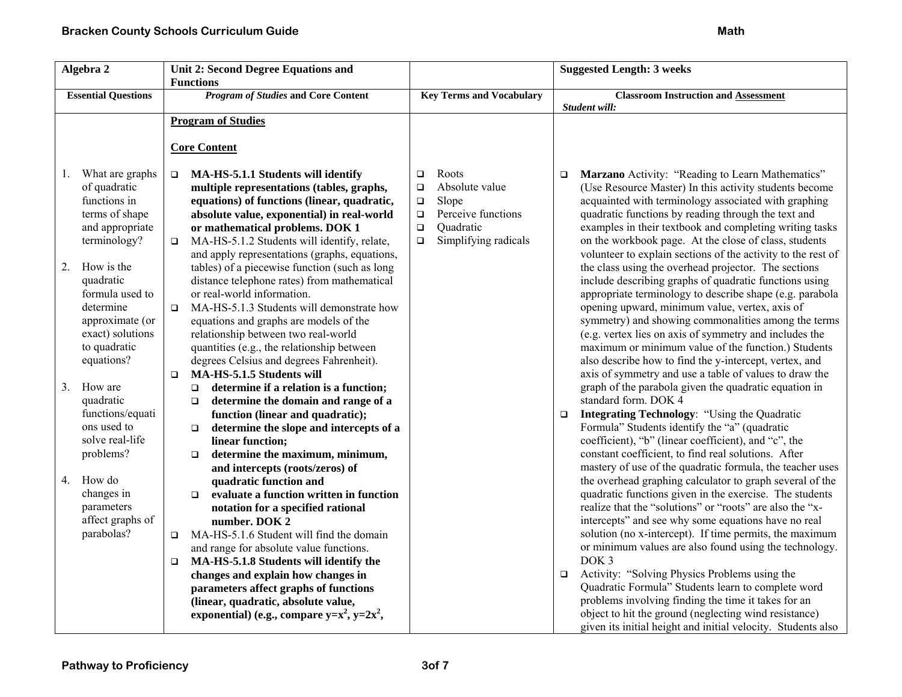| Algebra 2 | Unit 2: Second Degree Equations and Functions | | Suggested Length: 3 weeks |
| --- | --- | --- | --- |
| **Essential Questions** | ***Program of Studies*** **and Core Content** | **Key Terms and Vocabulary** | **Classroom Instruction and Assessment** *Student will:* |
| 1. What are graphs of quadratic functions in terms of shape and appropriate terminology?<br><br>2. How is the quadratic formula used to determine approximate (or exact) solutions to quadratic equations?<br><br>3. How are quadratic functions/equations used to solve real-life problems?<br><br>4. How do changes in parameters affect graphs of parabolas? | **Program of Studies**<br><br>**Core Content**<br><br>❑ **MA-HS-5.1.1 Students will identify multiple representations (tables, graphs, equations) of functions (linear, quadratic, absolute value, exponential) in real-world or mathematical problems. DOK 1**<br>❑ MA-HS-5.1.2 Students will identify, relate, and apply representations (graphs, equations, tables) of a piecewise function (such as long distance telephone rates) from mathematical or real-world information.<br>❑ MA-HS-5.1.3 Students will demonstrate how equations and graphs are models of the relationship between two real-world quantities (e.g., the relationship between degrees Celsius and degrees Fahrenheit).<br>❑ **MA-HS-5.1.5 Students will**<br>&nbsp;&nbsp;❑ **determine if a relation is a function;**<br>&nbsp;&nbsp;❑ **determine the domain and range of a function (linear and quadratic);**<br>&nbsp;&nbsp;❑ **determine the slope and intercepts of a linear function;**<br>&nbsp;&nbsp;❑ **determine the maximum, minimum, and intercepts (roots/zeros) of quadratic function and**<br>&nbsp;&nbsp;❑ **evaluate a function written in function notation for a specified rational number. DOK 2**<br>❑ MA-HS-5.1.6 Student will find the domain and range for absolute value functions.<br>❑ **MA-HS-5.1.8 Students will identify the changes and explain how changes in parameters affect graphs of functions (linear, quadratic, absolute value, exponential) (e.g., compare $y=x^2$, $y=2x^2$,** | ❑ Roots<br>❑ Absolute value<br>❑ Slope<br>❑ Perceive functions<br>❑ Quadratic<br>❑ Simplifying radicals | ❑ **Marzano** Activity: "Reading to Learn Mathematics" (Use Resource Master) In this activity students become acquainted with terminology associated with graphing quadratic functions by reading through the text and examples in their textbook and completing writing tasks on the workbook page. At the close of class, students volunteer to explain sections of the activity to the rest of the class using the overhead projector. The sections include describing graphs of quadratic functions using appropriate terminology to describe shape (e.g. parabola opening upward, minimum value, vertex, axis of symmetry) and showing commonalities among the terms (e.g. vertex lies on axis of symmetry and includes the maximum or minimum value of the function.) Students also describe how to find the y-intercept, vertex, and axis of symmetry and use a table of values to draw the graph of the parabola given the quadratic equation in standard form. DOK 4<br>❑ **Integrating Technology**: "Using the Quadratic Formula" Students identify the "a" (quadratic coefficient), "b" (linear coefficient), and "c", the constant coefficient, to find real solutions. After mastery of use of the quadratic formula, the teacher uses the overhead graphing calculator to graph several of the quadratic functions given in the exercise. The students realize that the "solutions" or "roots" are also the "x-intercepts" and see why some equations have no real solution (no x-intercept). If time permits, the maximum or minimum values are also found using the technology. DOK 3<br>❑ Activity: "Solving Physics Problems using the Quadratic Formula" Students learn to complete word problems involving finding the time it takes for an object to hit the ground (neglecting wind resistance) given its initial height and initial velocity. Students also |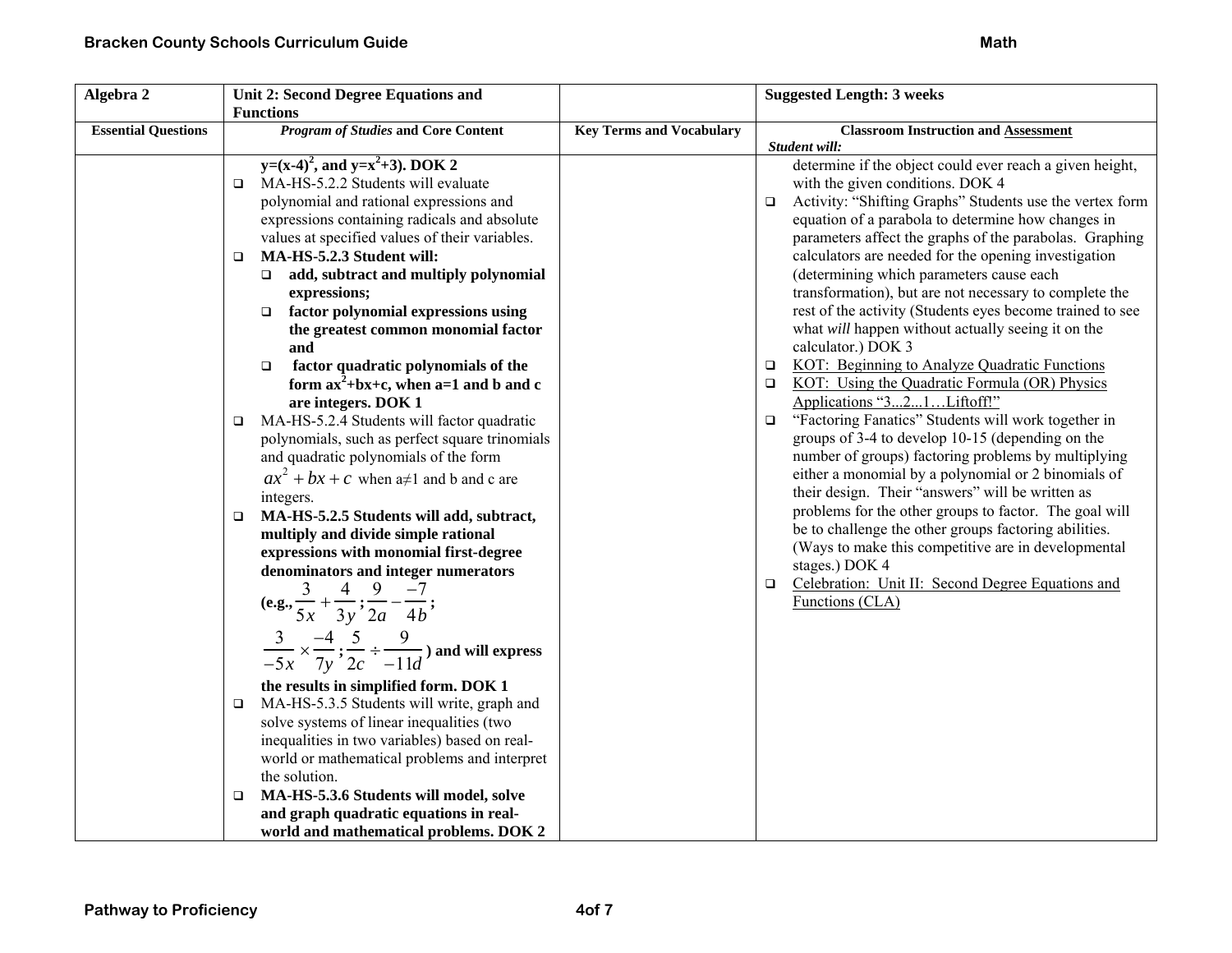| Algebra 2 | Unit 2: Second Degree Equations and Functions | | Suggested Length: 3 weeks |
|---|---|---|---|
| **Essential Questions** | ***Program of Studies* and Core Content** | **Key Terms and Vocabulary** | **Classroom Instruction and Assessment**<br>***Student will:*** |
| | **$y=(x-4)^2$, and $y=x^2+3$). DOK 2**<br>❑ MA-HS-5.2.2 Students will evaluate polynomial and rational expressions and expressions containing radicals and absolute values at specified values of their variables.<br>❑ **MA-HS-5.2.3 Student will:**<br>&nbsp;&nbsp;❑ **add, subtract and multiply polynomial expressions;**<br>&nbsp;&nbsp;❑ **factor polynomial expressions using the greatest common monomial factor and**<br>&nbsp;&nbsp;❑ **factor quadratic polynomials of the form $ax^2+bx+c$, when a=1 and b and c are integers. DOK 1**<br>❑ MA-HS-5.2.4 Students will factor quadratic polynomials, such as perfect square trinomials and quadratic polynomials of the form $ax^2+bx+c$ when a≠1 and b and c are integers.<br>❑ **MA-HS-5.2.5 Students will add, subtract, multiply and divide simple rational expressions with monomial first-degree denominators and integer numerators (e.g., $\frac{3}{5x}+\frac{4}{3y}$; $\frac{9}{2a}-\frac{-7}{4b}$; $\frac{3}{-5x}\times\frac{-4}{7y}$; $\frac{5}{2c}\div\frac{9}{-11d}$) and will express the results in simplified form. DOK 1**<br>❑ MA-HS-5.3.5 Students will write, graph and solve systems of linear inequalities (two inequalities in two variables) based on real-world or mathematical problems and interpret the solution.<br>❑ **MA-HS-5.3.6 Students will model, solve and graph quadratic equations in real-world and mathematical problems. DOK 2** | | determine if the object could ever reach a given height, with the given conditions. DOK 4<br>❑ Activity: "Shifting Graphs" Students use the vertex form equation of a parabola to determine how changes in parameters affect the graphs of the parabolas. Graphing calculators are needed for the opening investigation (determining which parameters cause each transformation), but are not necessary to complete the rest of the activity (Students eyes become trained to see what *will* happen without actually seeing it on the calculator.) DOK 3<br>❑ KOT: Beginning to Analyze Quadratic Functions<br>❑ KOT: Using the Quadratic Formula (OR) Physics Applications "3...2...1…Liftoff!"<br>❑ "Factoring Fanatics" Students will work together in groups of 3-4 to develop 10-15 (depending on the number of groups) factoring problems by multiplying either a monomial by a polynomial or 2 binomials of their design. Their "answers" will be written as problems for the other groups to factor. The goal will be to challenge the other groups factoring abilities. (Ways to make this competitive are in developmental stages.) DOK 4<br>❑ Celebration: Unit II: Second Degree Equations and Functions (CLA) |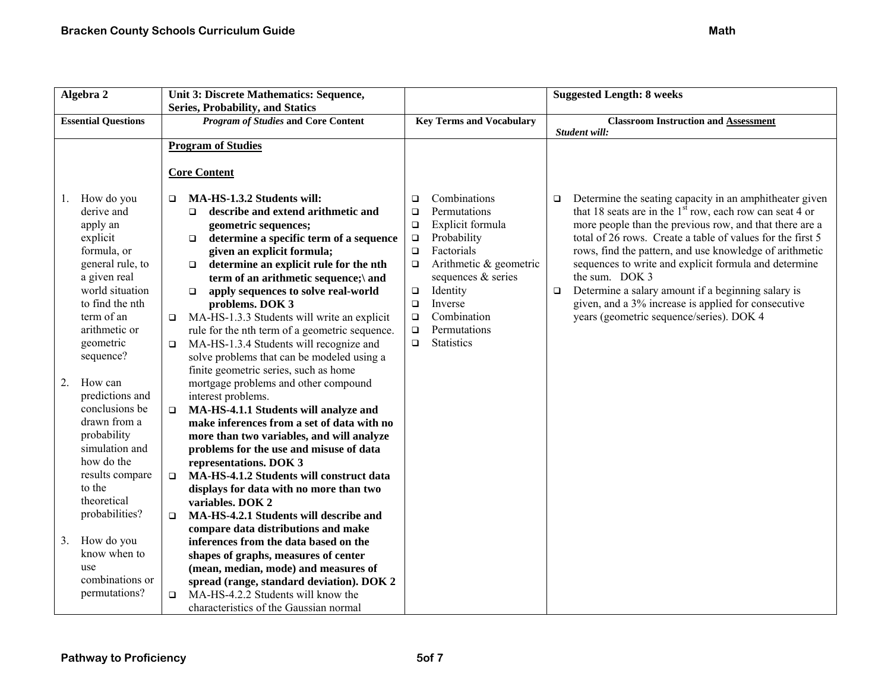| Algebra 2 | Unit 3: Discrete Mathematics: Sequence, Series, Probability, and Statics | | Suggested Length: 8 weeks |
|---|---|---|---|
| **Essential Questions** | ***Program of Studies* and Core Content** | **Key Terms and Vocabulary** | **Classroom Instruction and Assessment**<br>***Student will:*** |
| 1. How do you derive and apply an explicit formula, or general rule, to a given real world situation to find the nth term of an arithmetic or geometric sequence?<br><br>2. How can predictions and conclusions be drawn from a probability simulation and how do the results compare to the theoretical probabilities?<br><br>3. How do you know when to use combinations or permutations? | **Program of Studies**<br><br>**Core Content**<br><br>❑ **MA-HS-1.3.2 Students will:**<br>&nbsp;&nbsp;❑ **describe and extend arithmetic and geometric sequences;**<br>&nbsp;&nbsp;❑ **determine a specific term of a sequence given an explicit formula;**<br>&nbsp;&nbsp;❑ **determine an explicit rule for the nth term of an arithmetic sequence;\ and**<br>&nbsp;&nbsp;❑ **apply sequences to solve real-world problems. DOK 3**<br>❑ MA-HS-1.3.3 Students will write an explicit rule for the nth term of a geometric sequence.<br>❑ MA-HS-1.3.4 Students will recognize and solve problems that can be modeled using a finite geometric series, such as home mortgage problems and other compound interest problems.<br>❑ **MA-HS-4.1.1 Students will analyze and make inferences from a set of data with no more than two variables, and will analyze problems for the use and misuse of data representations. DOK 3**<br>❑ **MA-HS-4.1.2 Students will construct data displays for data with no more than two variables. DOK 2**<br>❑ **MA-HS-4.2.1 Students will describe and compare data distributions and make inferences from the data based on the shapes of graphs, measures of center (mean, median, mode) and measures of spread (range, standard deviation). DOK 2**<br>❑ MA-HS-4.2.2 Students will know the characteristics of the Gaussian normal | ❑ Combinations<br>❑ Permutations<br>❑ Explicit formula<br>❑ Probability<br>❑ Factorials<br>❑ Arithmetic & geometric sequences & series<br>❑ Identity<br>❑ Inverse<br>❑ Combination<br>❑ Permutations<br>❑ Statistics | ❑ Determine the seating capacity in an amphitheater given that 18 seats are in the 1st row, each row can seat 4 or more people than the previous row, and that there are a total of 26 rows. Create a table of values for the first 5 rows, find the pattern, and use knowledge of arithmetic sequences to write and explicit formula and determine the sum. DOK 3<br>❑ Determine a salary amount if a beginning salary is given, and a 3% increase is applied for consecutive years (geometric sequence/series). DOK 4 |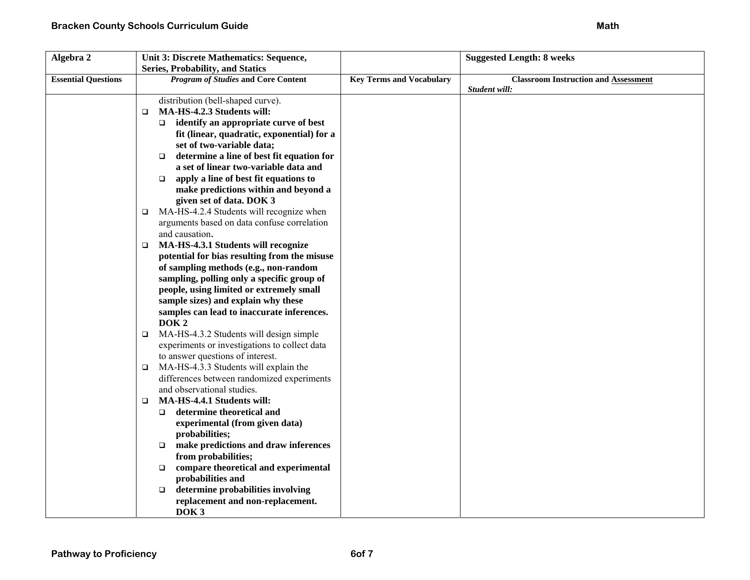| Algebra 2 | Unit 3: Discrete Mathematics: Sequence, Series, Probability, and Statics | | Suggested Length: 8 weeks |
|---|---|---|---|
| **Essential Questions** | ***Program of Studies* and Core Content** | **Key Terms and Vocabulary** | **Classroom Instruction and Assessment**<br>***Student will:*** |
| | distribution (bell-shaped curve).<br>❑ **MA-HS-4.2.3 Students will:**<br>❑ **identify an appropriate curve of best fit (linear, quadratic, exponential) for a set of two-variable data;**<br>❑ **determine a line of best fit equation for a set of linear two-variable data and**<br>❑ **apply a line of best fit equations to make predictions within and beyond a given set of data. DOK 3**<br>❑ MA-HS-4.2.4 Students will recognize when arguments based on data confuse correlation and causation.<br>❑ **MA-HS-4.3.1 Students will recognize potential for bias resulting from the misuse of sampling methods (e.g., non-random sampling, polling only a specific group of people, using limited or extremely small sample sizes) and explain why these samples can lead to inaccurate inferences. DOK 2**<br>❑ MA-HS-4.3.2 Students will design simple experiments or investigations to collect data to answer questions of interest.<br>❑ MA-HS-4.3.3 Students will explain the differences between randomized experiments and observational studies.<br>❑ **MA-HS-4.4.1 Students will:**<br>❑ **determine theoretical and experimental (from given data) probabilities;**<br>❑ **make predictions and draw inferences from probabilities;**<br>❑ **compare theoretical and experimental probabilities and**<br>❑ **determine probabilities involving replacement and non-replacement. DOK 3** | | |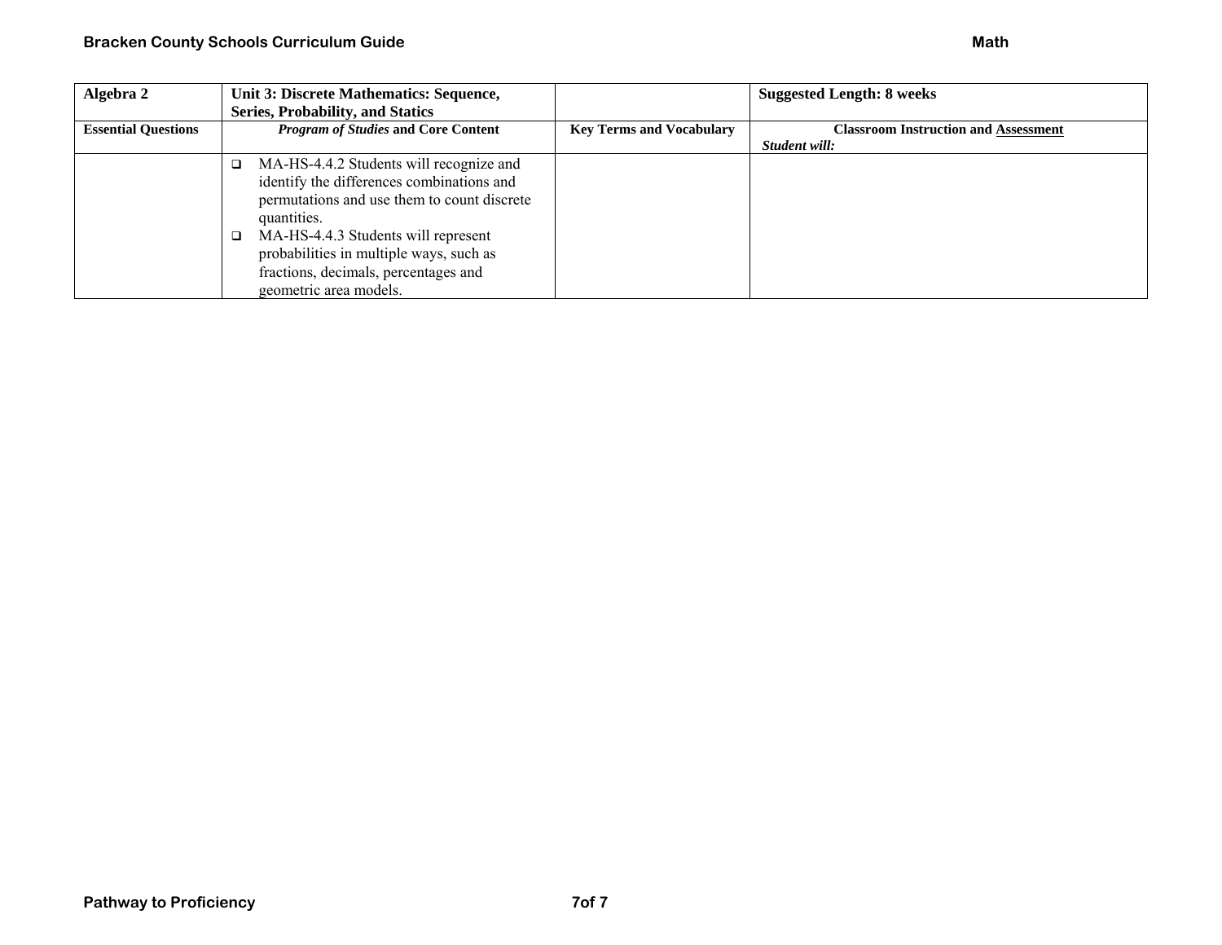| Algebra 2 | Unit 3: Discrete Mathematics: Sequence, Series, Probability, and Statics | | Suggested Length: 8 weeks |
|---|---|---|---|
| **Essential Questions** | ***Program of Studies* and Core Content** | **Key Terms and Vocabulary** | **Classroom Instruction and Assessment** *Student will:* |
| | ❑ MA-HS-4.4.2 Students will recognize and identify the differences combinations and permutations and use them to count discrete quantities.<br>❑ MA-HS-4.4.3 Students will represent probabilities in multiple ways, such as fractions, decimals, percentages and geometric area models. | | |